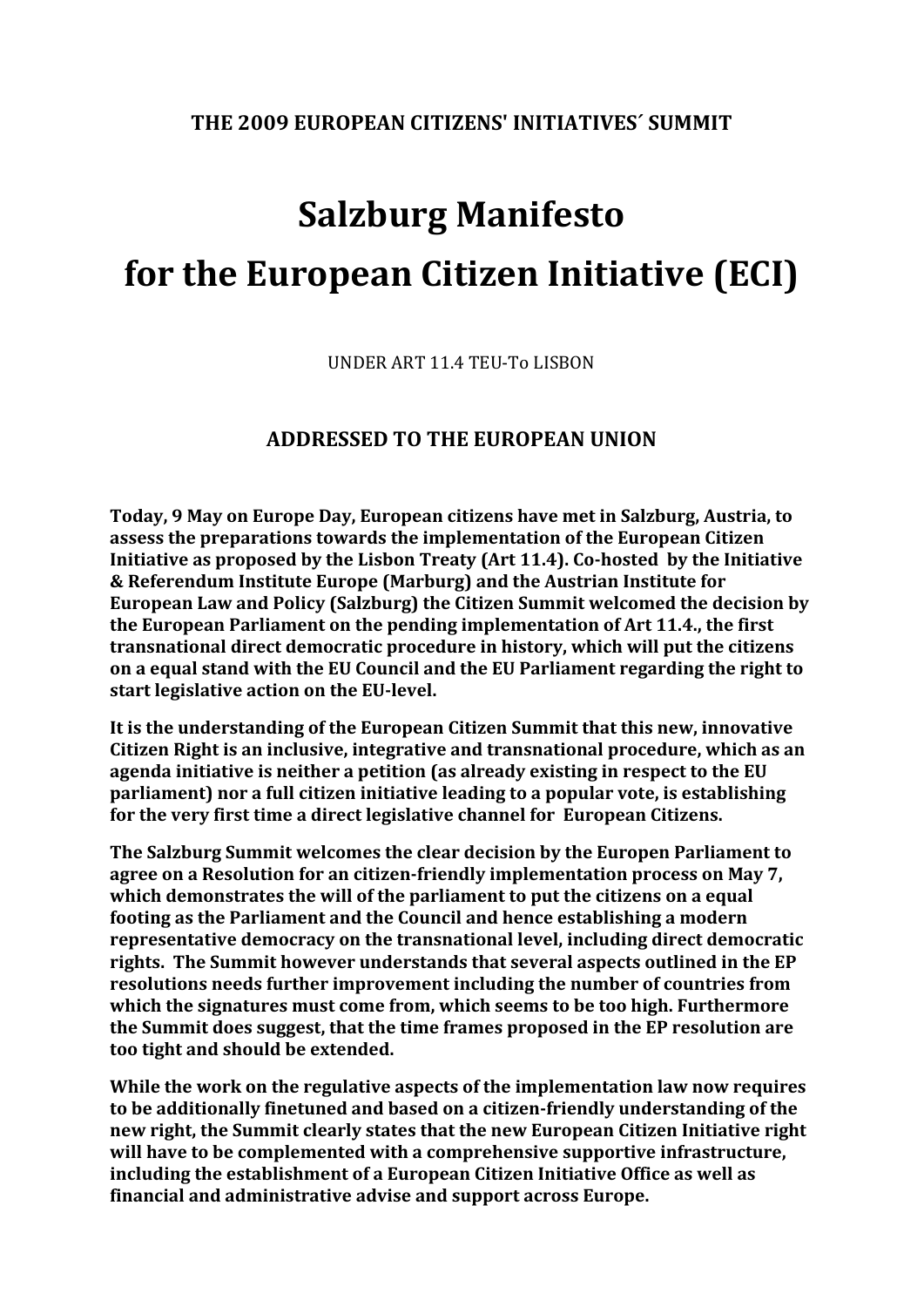**THE 2009 EUROPEAN CITIZENS' INITIATIVES´ SUMMIT**

# Salzburg Manifesto for the European Citizen Initiative (ECI)

UNDER ART 11.4 TEU-To LISBON

## ADDRESSED TO THE EUROPEAN UNION

**Today, 9 May on Europe Day, European citizens have met in Salzburg, Austria, to assess the preparations towards the implementation of the European Citizen Initiative as proposed by the Lisbon Treaty (Art 11.4). Co-hosted by the Initiative & Referendum Institute Europe (Marburg) and the Austrian Institute for European Law and Policy (Salzburg) the Citizen Summit welcomed the decision by the European Parliament on the pending implementation of Art 11.4., the first transnational direct democratic procedure in history, which will put the citizens on a equal stand with the EU Council and the EU Parliament regarding the right to start legislative action on the EU-level.**

**It is the understanding of the European Citizen Summit that this new, innovative Citizen Right is an inclusive, integrative and transnational procedure, which as an agenda initiative is neither a petition (as already existing in respect to the EU parliament) nor a full citizen initiative leading to a popular vote, is establishing for the very first time a direct legislative channel for European Citizens.**

**The Salzburg Summit welcomes the clear decision by the Europen Parliament to agree on a Resolution for an citizen-friendly implementation process on May 7, which demonstrates the will of the parliament to put the citizens on a equal footing as the Parliament and the Council and hence establishing a modern representative democracy on the transnational level, including direct democratic rights. The Summit however understands that several aspects outlined in the EP resolutions needs further improvement including the number of countries from which the signatures must come from, which seems to be too high. Furthermore the Summit does suggest, that the time frames proposed in the EP resolution are too tight and should be extended.**

**While the work on the regulative aspects of the implementation law now requires to be additionally finetuned and based on a citizen-friendly understanding of the new right, the Summit clearly states that the new European Citizen Initiative right will have to be complemented with a comprehensive supportive infrastructure, including the establishment of a European Citizen Initiative Office as well as financial and administrative advise and support across Europe.**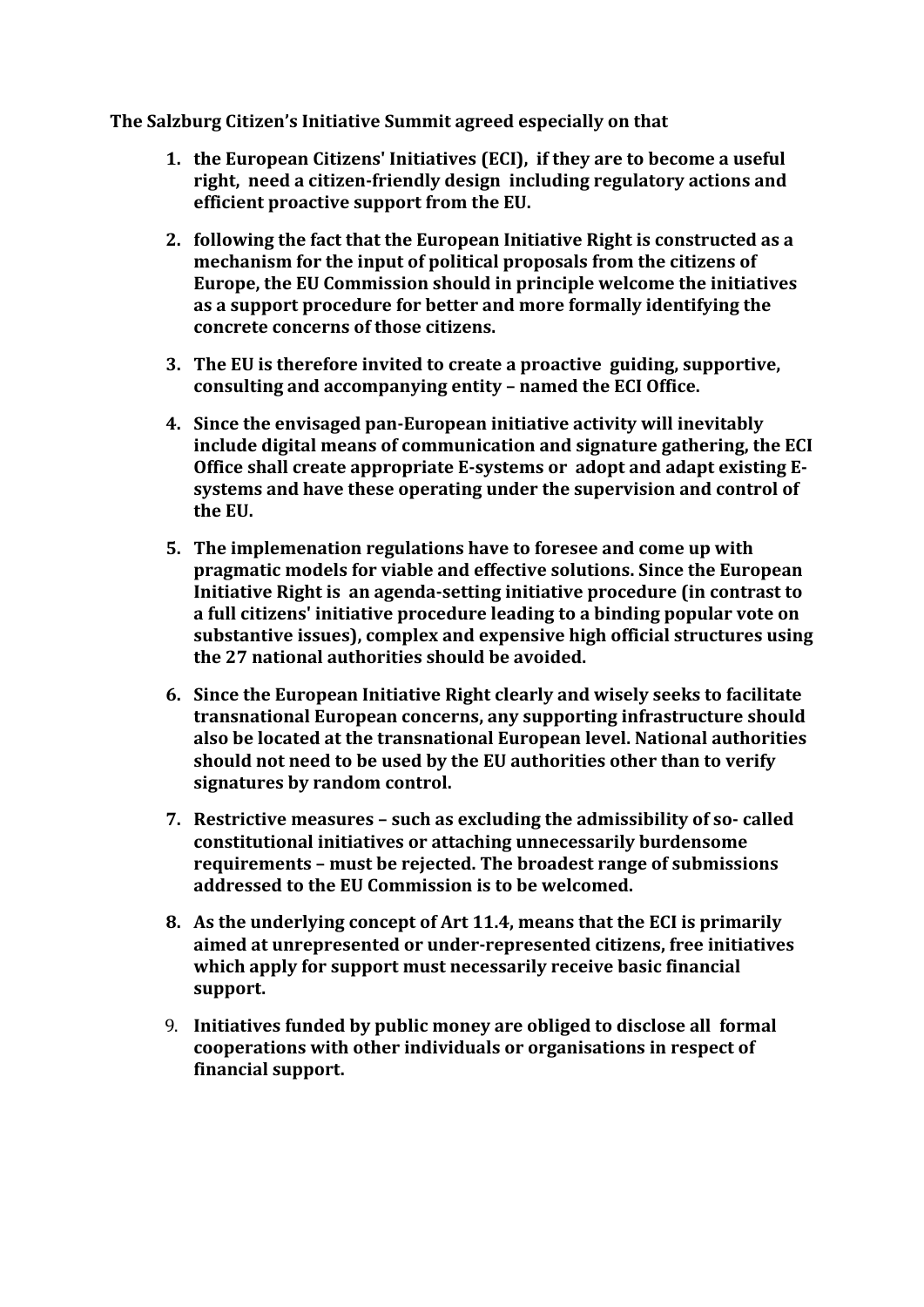**The Salzburg Citizen's Initiative Summit agreed especially on that**

1. **the European Citizens' Initiatives (ECI), if they are to become a useful right, need a citizen-friendly design including regulatory actions and efficient proactive support from the EU.**
2. **following the fact that the European Initiative Right is constructed as a mechanism for the input of political proposals from the citizens of Europe, the EU Commission should in principle welcome the initiatives as a support procedure for better and more formally identifying the concrete concerns of those citizens.**
3. **The EU is therefore invited to create a proactive guiding, supportive, consulting and accompanying entity – named the ECI Office.**
4. **Since the envisaged pan-European initiative activity will inevitably include digital means of communication and signature gathering, the ECI Office shall create appropriate E-systems or adopt and adapt existing E-systems and have these operating under the supervision and control of the EU.**
5. **The implemenation regulations have to foresee and come up with pragmatic models for viable and effective solutions. Since the European Initiative Right is an agenda-setting initiative procedure (in contrast to a full citizens' initiative procedure leading to a binding popular vote on substantive issues), complex and expensive high official structures using the 27 national authorities should be avoided.**
6. **Since the European Initiative Right clearly and wisely seeks to facilitate transnational European concerns, any supporting infrastructure should also be located at the transnational European level. National authorities should not need to be used by the EU authorities other than to verify signatures by random control.**
7. **Restrictive measures – such as excluding the admissibility of so- called constitutional initiatives or attaching unnecessarily burdensome requirements – must be rejected. The broadest range of submissions addressed to the EU Commission is to be welcomed.**
8. **As the underlying concept of Art 11.4, means that the ECI is primarily aimed at unrepresented or under-represented citizens, free initiatives which apply for support must necessarily receive basic financial support.**
9. **Initiatives funded by public money are obliged to disclose all formal cooperations with other individuals or organisations in respect of financial support.**